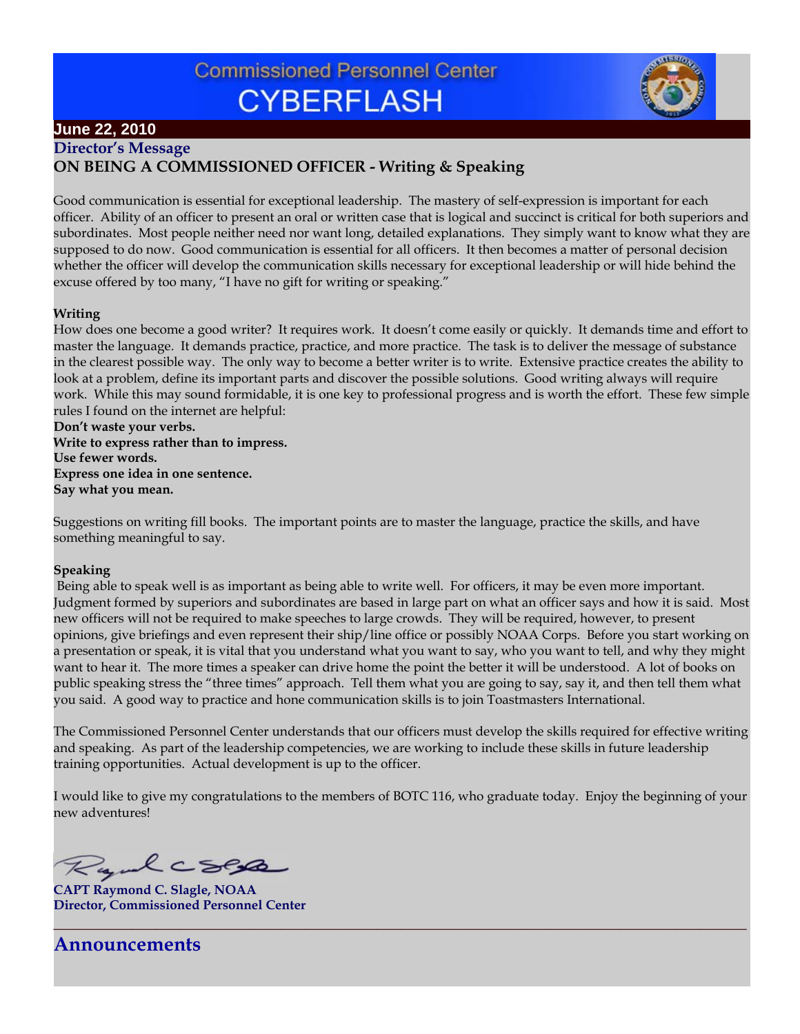# Commissioned Personnel Center CYBERFLASH

**June 22, 2010**

## Director's Message

### ON BEING A COMMISSIONED OFFICER - Writing & Speaking

Good communication is essential for exceptional leadership. The mastery of self-expression is important for each officer. Ability of an officer to present an oral or written case that is logical and succinct is critical for both superiors and subordinates. Most people neither need nor want long, detailed explanations. They simply want to know what they are supposed to do now. Good communication is essential for all officers. It then becomes a matter of personal decision whether the officer will develop the communication skills necessary for exceptional leadership or will hide behind the excuse offered by too many, "I have no gift for writing or speaking."

**Writing**

How does one become a good writer? It requires work. It doesn't come easily or quickly. It demands time and effort to master the language. It demands practice, practice, and more practice. The task is to deliver the message of substance in the clearest possible way. The only way to become a better writer is to write. Extensive practice creates the ability to look at a problem, define its important parts and discover the possible solutions. Good writing always will require work. While this may sound formidable, it is one key to professional progress and is worth the effort. These few simple rules I found on the internet are helpful:

**Don't waste your verbs.**
**Write to express rather than to impress.**
**Use fewer words.**
**Express one idea in one sentence.**
**Say what you mean.**

Suggestions on writing fill books. The important points are to master the language, practice the skills, and have something meaningful to say.

**Speaking**

Being able to speak well is as important as being able to write well. For officers, it may be even more important. Judgment formed by superiors and subordinates are based in large part on what an officer says and how it is said. Most new officers will not be required to make speeches to large crowds. They will be required, however, to present opinions, give briefings and even represent their ship/line office or possibly NOAA Corps. Before you start working on a presentation or speak, it is vital that you understand what you want to say, who you want to tell, and why they might want to hear it. The more times a speaker can drive home the point the better it will be understood. A lot of books on public speaking stress the "three times" approach. Tell them what you are going to say, say it, and then tell them what you said. A good way to practice and hone communication skills is to join Toastmasters International.

The Commissioned Personnel Center understands that our officers must develop the skills required for effective writing and speaking. As part of the leadership competencies, we are working to include these skills in future leadership training opportunities. Actual development is up to the officer.

I would like to give my congratulations to the members of BOTC 116, who graduate today. Enjoy the beginning of your new adventures!

**CAPT Raymond C. Slagle, NOAA**
**Director, Commissioned Personnel Center**

## Announcements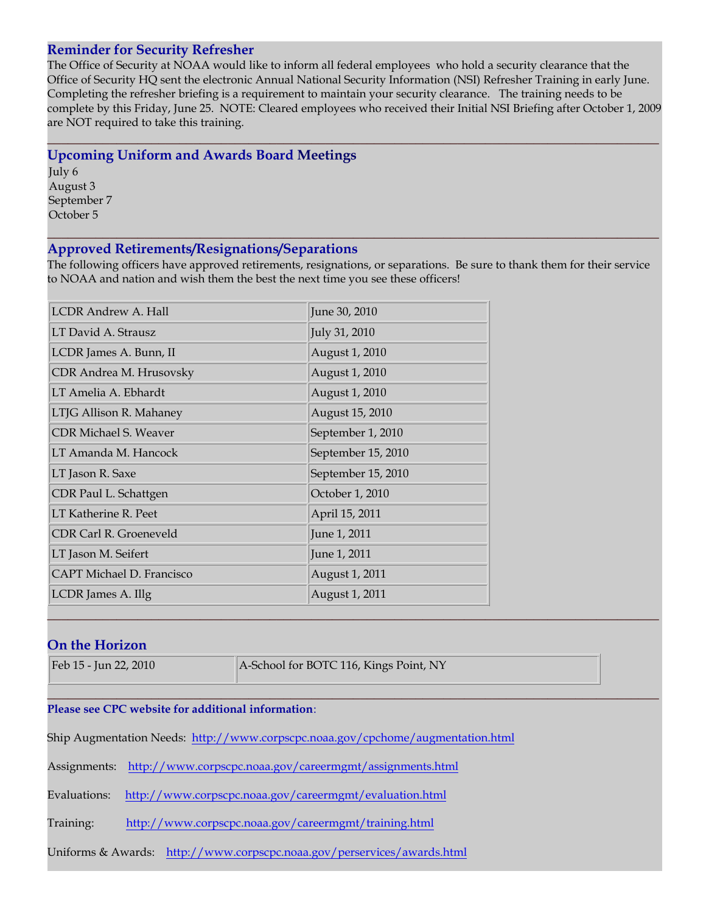## Reminder for Security Refresher

The Office of Security at NOAA would like to inform all federal employees who hold a security clearance that the Office of Security HQ sent the electronic Annual National Security Information (NSI) Refresher Training in early June. Completing the refresher briefing is a requirement to maintain your security clearance. The training needs to be complete by this Friday, June 25. NOTE: Cleared employees who received their Initial NSI Briefing after October 1, 2009 are NOT required to take this training.

---

## Upcoming Uniform and Awards Board Meetings

July 6
August 3
September 7
October 5

---

## Approved Retirements/Resignations/Separations

The following officers have approved retirements, resignations, or separations. Be sure to thank them for their service to NOAA and nation and wish them the best the next time you see these officers!

| | |
|---|---|
| LCDR Andrew A. Hall | June 30, 2010 |
| LT David A. Strausz | July 31, 2010 |
| LCDR James A. Bunn, II | August 1, 2010 |
| CDR Andrea M. Hrusovsky | August 1, 2010 |
| LT Amelia A. Ebhardt | August 1, 2010 |
| LTJG Allison R. Mahaney | August 15, 2010 |
| CDR Michael S. Weaver | September 1, 2010 |
| LT Amanda M. Hancock | September 15, 2010 |
| LT Jason R. Saxe | September 15, 2010 |
| CDR Paul L. Schattgen | October 1, 2010 |
| LT Katherine R. Peet | April 15, 2011 |
| CDR Carl R. Groeneveld | June 1, 2011 |
| LT Jason M. Seifert | June 1, 2011 |
| CAPT Michael D. Francisco | August 1, 2011 |
| LCDR James A. Illg | August 1, 2011 |

---

## On the Horizon

| | |
|---|---|
| Feb 15 - Jun 22, 2010 | A-School for BOTC 116, Kings Point, NY |

---

**Please see CPC website for additional information**:

Ship Augmentation Needs: http://www.corpscpc.noaa.gov/cpchome/augmentation.html

Assignments: http://www.corpscpc.noaa.gov/careermgmt/assignments.html

Evaluations: http://www.corpscpc.noaa.gov/careermgmt/evaluation.html

Training: http://www.corpscpc.noaa.gov/careermgmt/training.html

Uniforms & Awards: http://www.corpscpc.noaa.gov/perservices/awards.html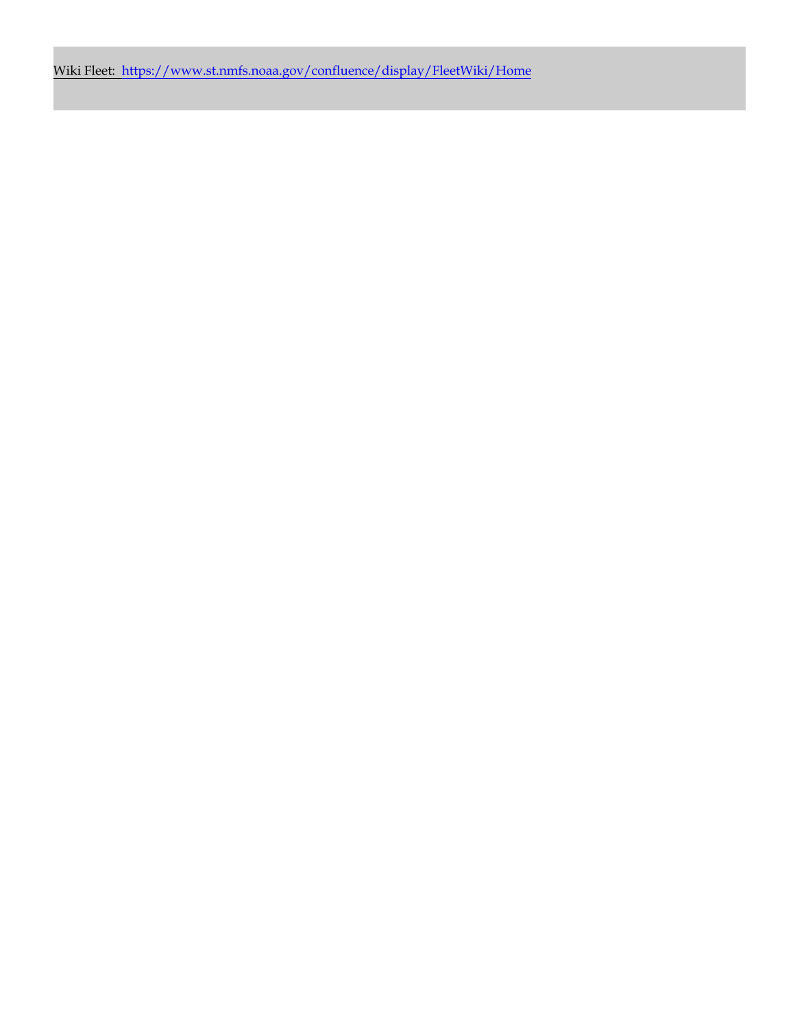Wiki Fleet: https://www.st.nmfs.noaa.gov/confluence/display/FleetWiki/Home